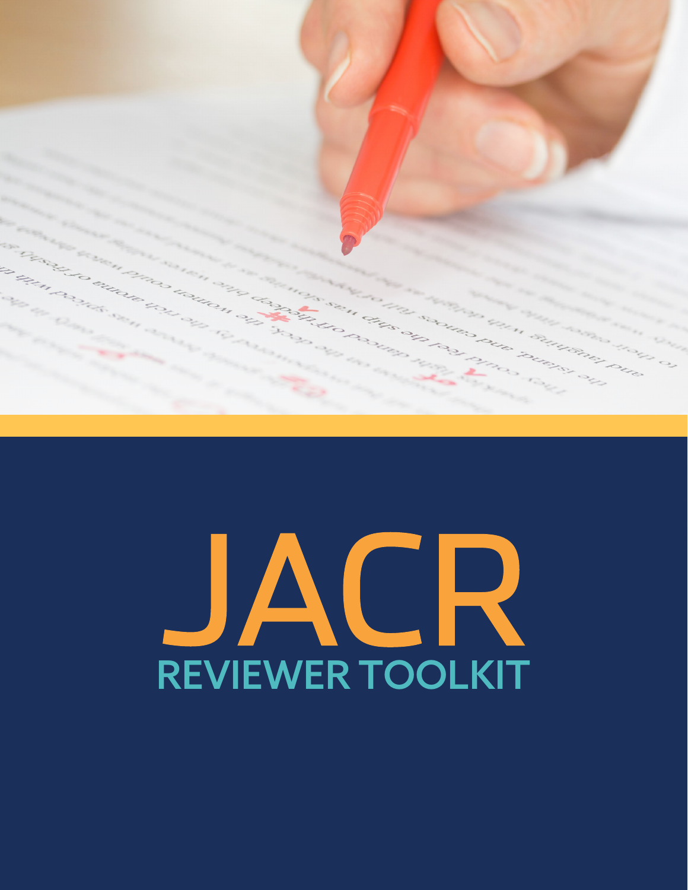# JACR

## REVIEWER TOOLKIT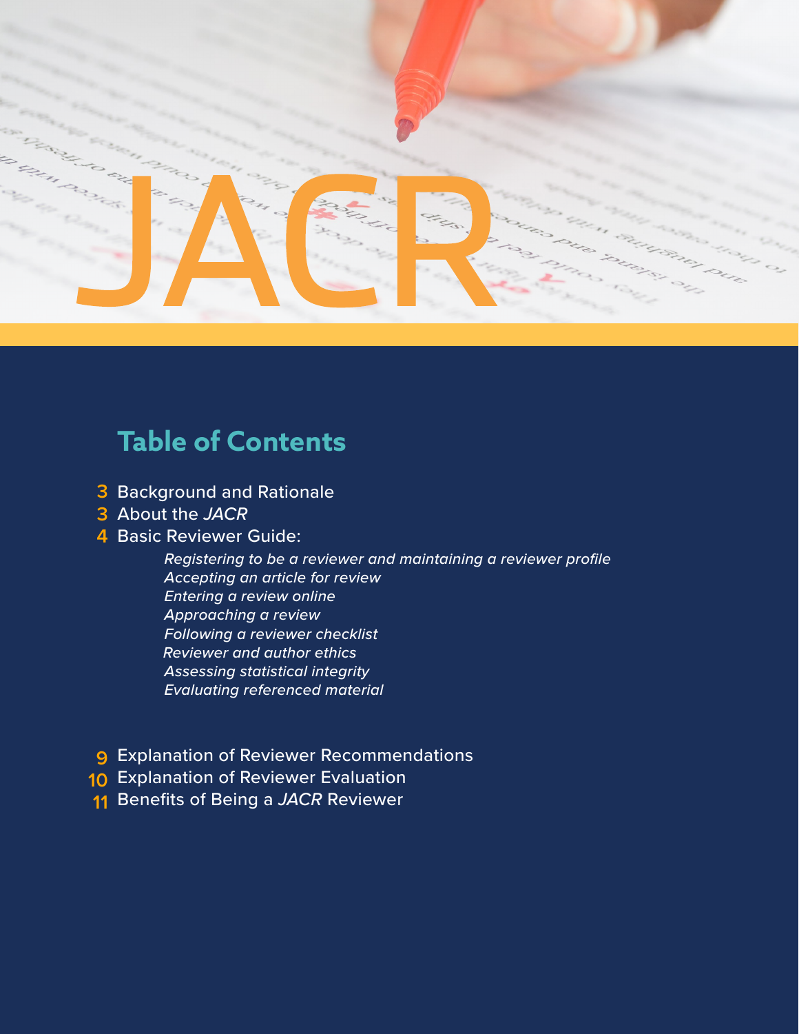# JACR

## Table of Contents

3 Background and Rationale

3 About the *JACR*

4 Basic Reviewer Guide:

- *Registering to be a reviewer and maintaining a reviewer profile*
- *Accepting an article for review*
- *Entering a review online*
- *Approaching a review*
- *Following a reviewer checklist*
- *Reviewer and author ethics*
- *Assessing statistical integrity*
- *Evaluating referenced material*

9 Explanation of Reviewer Recommendations

10 Explanation of Reviewer Evaluation

11 Benefits of Being a *JACR* Reviewer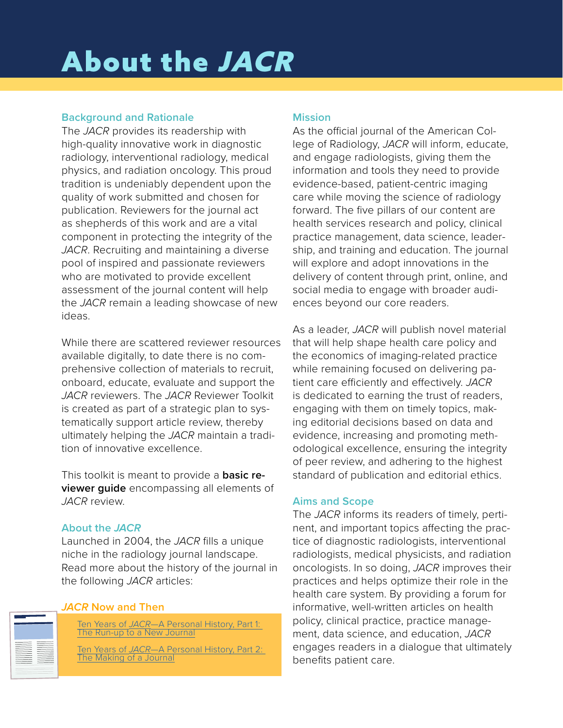# About the *JACR*

## Background and Rationale

The *JACR* provides its readership with high-quality innovative work in diagnostic radiology, interventional radiology, medical physics, and radiation oncology. This proud tradition is undeniably dependent upon the quality of work submitted and chosen for publication. Reviewers for the journal act as shepherds of this work and are a vital component in protecting the integrity of the *JACR*. Recruiting and maintaining a diverse pool of inspired and passionate reviewers who are motivated to provide excellent assessment of the journal content will help the *JACR* remain a leading showcase of new ideas.

While there are scattered reviewer resources available digitally, to date there is no comprehensive collection of materials to recruit, onboard, educate, evaluate and support the *JACR* reviewers. The *JACR* Reviewer Toolkit is created as part of a strategic plan to systematically support article review, thereby ultimately helping the *JACR* maintain a tradition of innovative excellence.

This toolkit is meant to provide a **basic reviewer guide** encompassing all elements of *JACR* review.

## About the *JACR*

Launched in 2004, the *JACR* fills a unique niche in the radiology journal landscape. Read more about the history of the journal in the following *JACR* articles:

### *JACR* Now and Then

Ten Years of *JACR*—A Personal History, Part 1: The Run-up to a New Journal

Ten Years of *JACR*—A Personal History, Part 2: The Making of a Journal

## Mission

As the official journal of the American College of Radiology, *JACR* will inform, educate, and engage radiologists, giving them the information and tools they need to provide evidence-based, patient-centric imaging care while moving the science of radiology forward. The five pillars of our content are health services research and policy, clinical practice management, data science, leadership, and training and education. The journal will explore and adopt innovations in the delivery of content through print, online, and social media to engage with broader audiences beyond our core readers.

As a leader, *JACR* will publish novel material that will help shape health care policy and the economics of imaging-related practice while remaining focused on delivering patient care efficiently and effectively. *JACR* is dedicated to earning the trust of readers, engaging with them on timely topics, making editorial decisions based on data and evidence, increasing and promoting methodological excellence, ensuring the integrity of peer review, and adhering to the highest standard of publication and editorial ethics.

## Aims and Scope

The *JACR* informs its readers of timely, pertinent, and important topics affecting the practice of diagnostic radiologists, interventional radiologists, medical physicists, and radiation oncologists. In so doing, *JACR* improves their practices and helps optimize their role in the health care system. By providing a forum for informative, well-written articles on health policy, clinical practice, practice management, data science, and education, *JACR* engages readers in a dialogue that ultimately benefits patient care.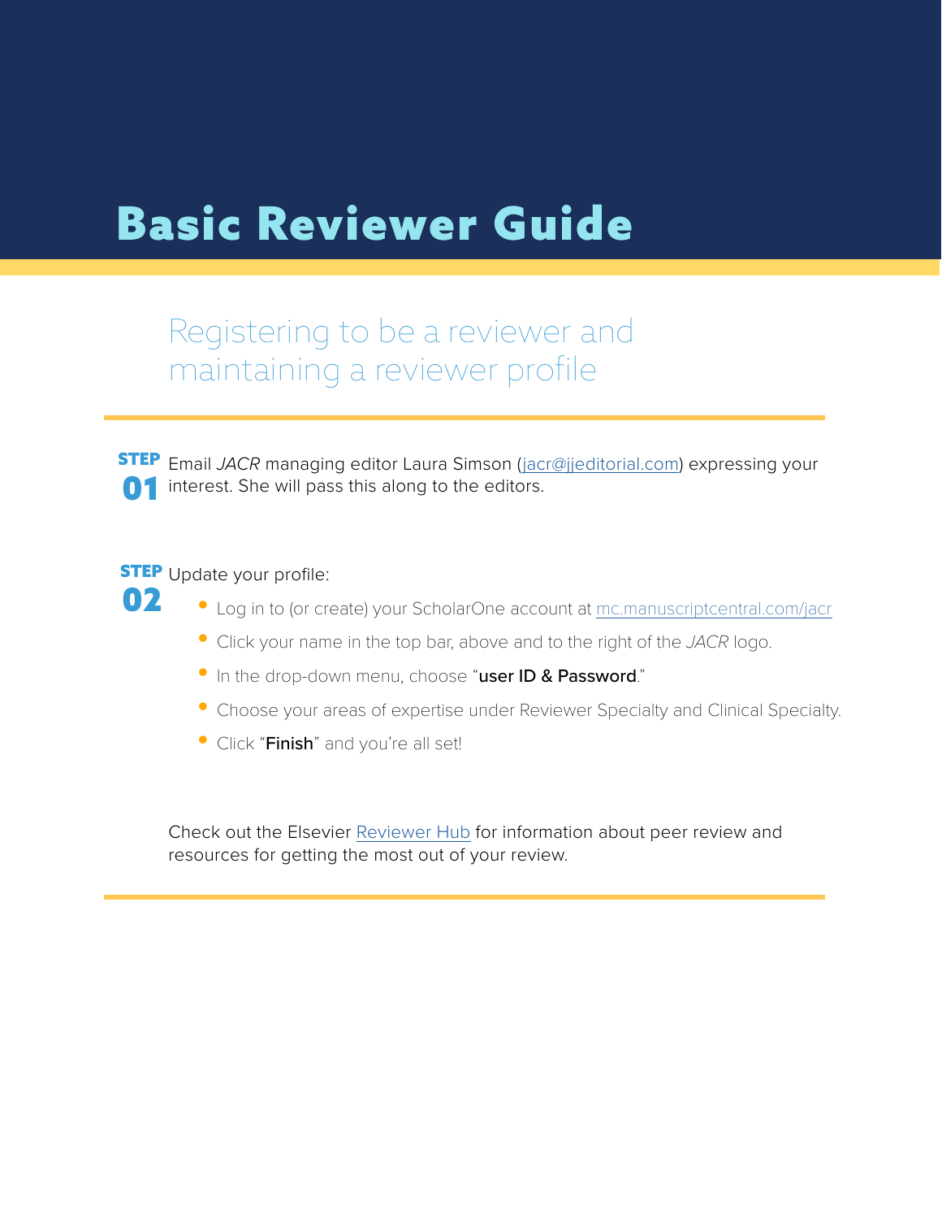# Basic Reviewer Guide

## Registering to be a reviewer and maintaining a reviewer profile

**STEP 01** Email *JACR* managing editor Laura Simson (jacr@jjeditorial.com) expressing your interest. She will pass this along to the editors.

**STEP 02** Update your profile:

- Log in to (or create) your ScholarOne account at mc.manuscriptcentral.com/jacr
- Click your name in the top bar, above and to the right of the *JACR* logo.
- In the drop-down menu, choose "**user ID & Password**."
- Choose your areas of expertise under Reviewer Specialty and Clinical Specialty.
- Click "**Finish**" and you're all set!

Check out the Elsevier Reviewer Hub for information about peer review and resources for getting the most out of your review.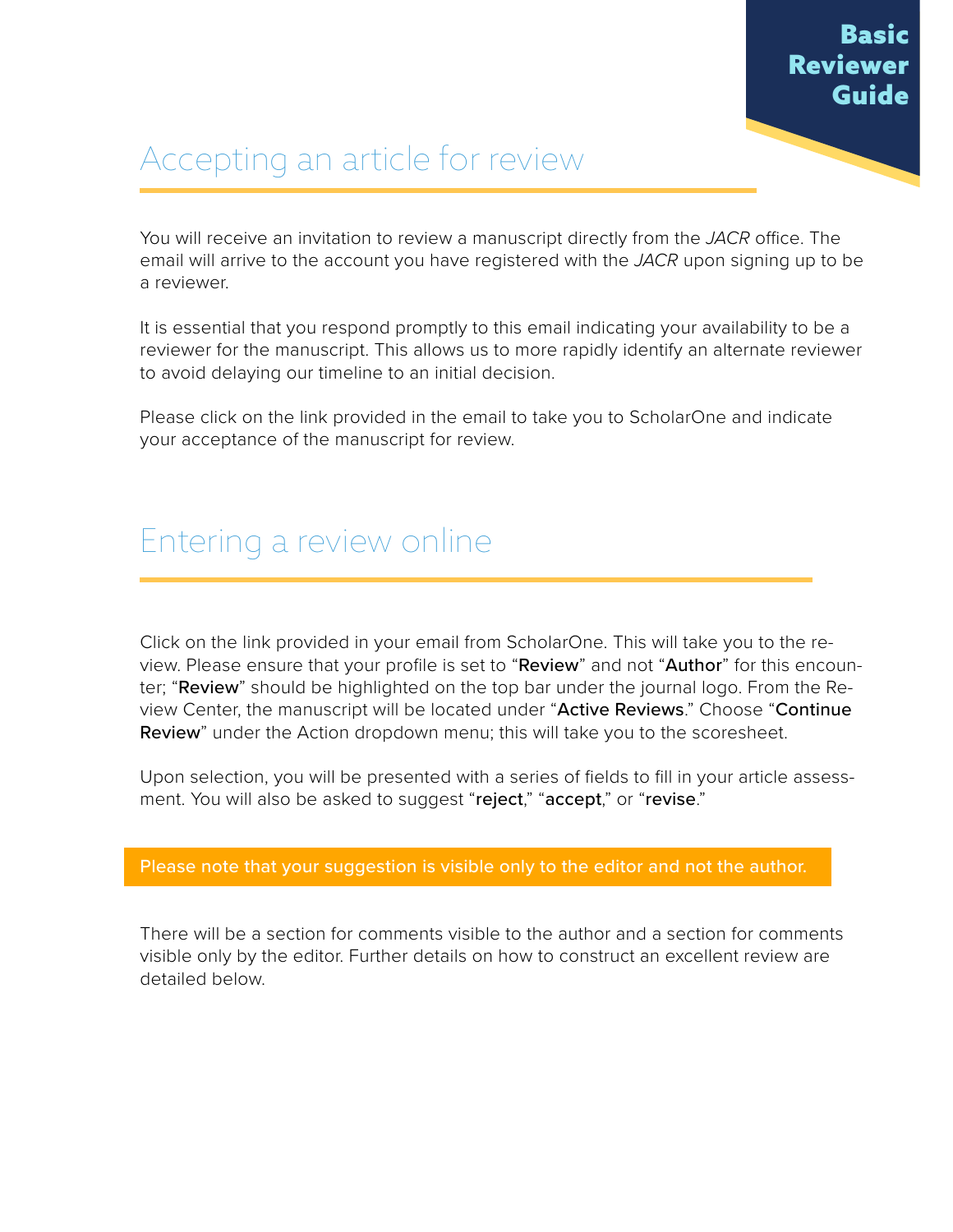## Accepting an article for review

You will receive an invitation to review a manuscript directly from the *JACR* office. The email will arrive to the account you have registered with the *JACR* upon signing up to be a reviewer.

It is essential that you respond promptly to this email indicating your availability to be a reviewer for the manuscript. This allows us to more rapidly identify an alternate reviewer to avoid delaying our timeline to an initial decision.

Please click on the link provided in the email to take you to ScholarOne and indicate your acceptance of the manuscript for review.

## Entering a review online

Click on the link provided in your email from ScholarOne. This will take you to the review. Please ensure that your profile is set to "**Review**" and not "**Author**" for this encounter; "**Review**" should be highlighted on the top bar under the journal logo. From the Review Center, the manuscript will be located under "**Active Reviews**." Choose "**Continue Review**" under the Action dropdown menu; this will take you to the scoresheet.

Upon selection, you will be presented with a series of fields to fill in your article assessment. You will also be asked to suggest "**reject**," "**accept**," or "**revise**."

**Please note that your suggestion is visible only to the editor and not the author.**

There will be a section for comments visible to the author and a section for comments visible only by the editor. Further details on how to construct an excellent review are detailed below.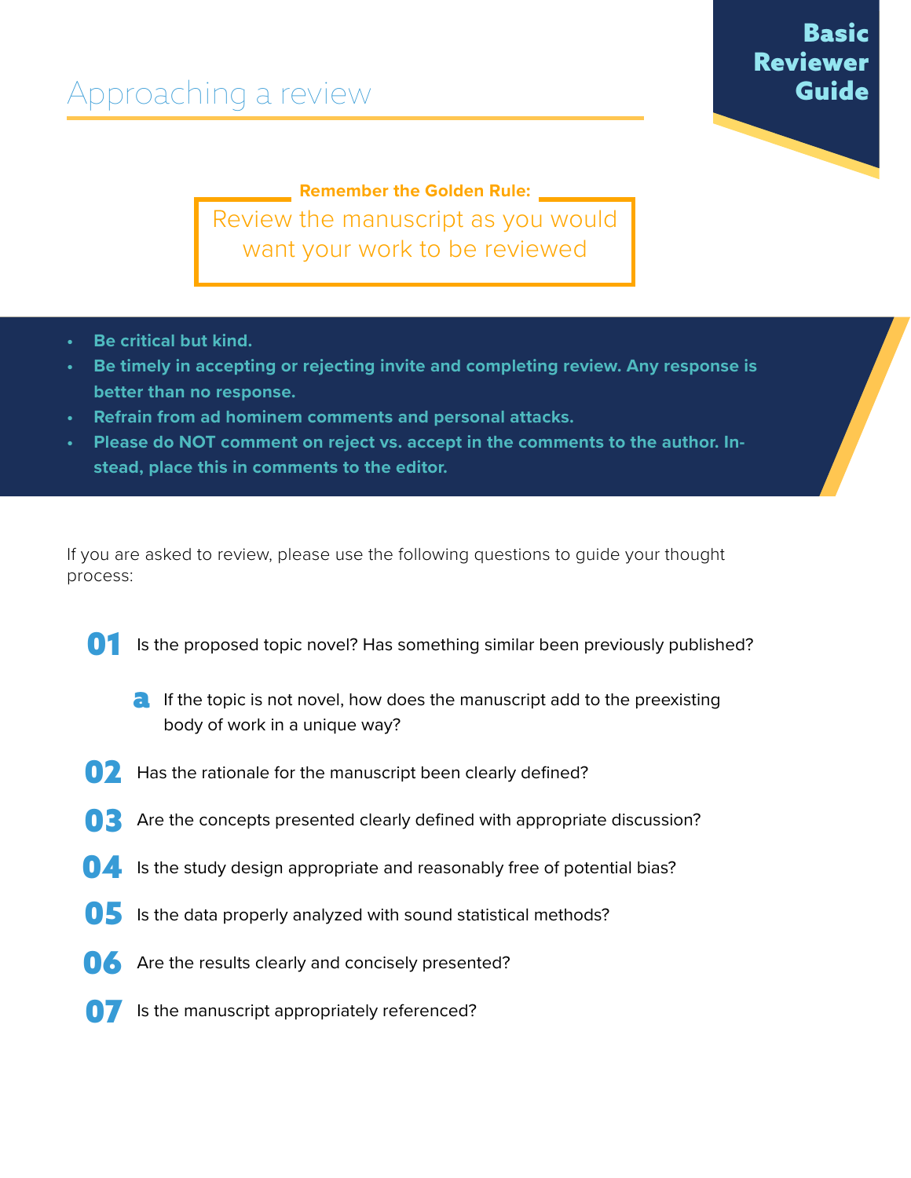# Approaching a review

**Basic Reviewer Guide**

**Remember the Golden Rule:**

Review the manuscript as you would want your work to be reviewed

- **Be critical but kind.**
- **Be timely in accepting or rejecting invite and completing review. Any response is better than no response.**
- **Refrain from ad hominem comments and personal attacks.**
- **Please do NOT comment on reject vs. accept in the comments to the author. Instead, place this in comments to the editor.**

If you are asked to review, please use the following questions to guide your thought process:

**01** Is the proposed topic novel? Has something similar been previously published?

- **a** If the topic is not novel, how does the manuscript add to the preexisting body of work in a unique way?

**02** Has the rationale for the manuscript been clearly defined?

**03** Are the concepts presented clearly defined with appropriate discussion?

**04** Is the study design appropriate and reasonably free of potential bias?

**05** Is the data properly analyzed with sound statistical methods?

**06** Are the results clearly and concisely presented?

**07** Is the manuscript appropriately referenced?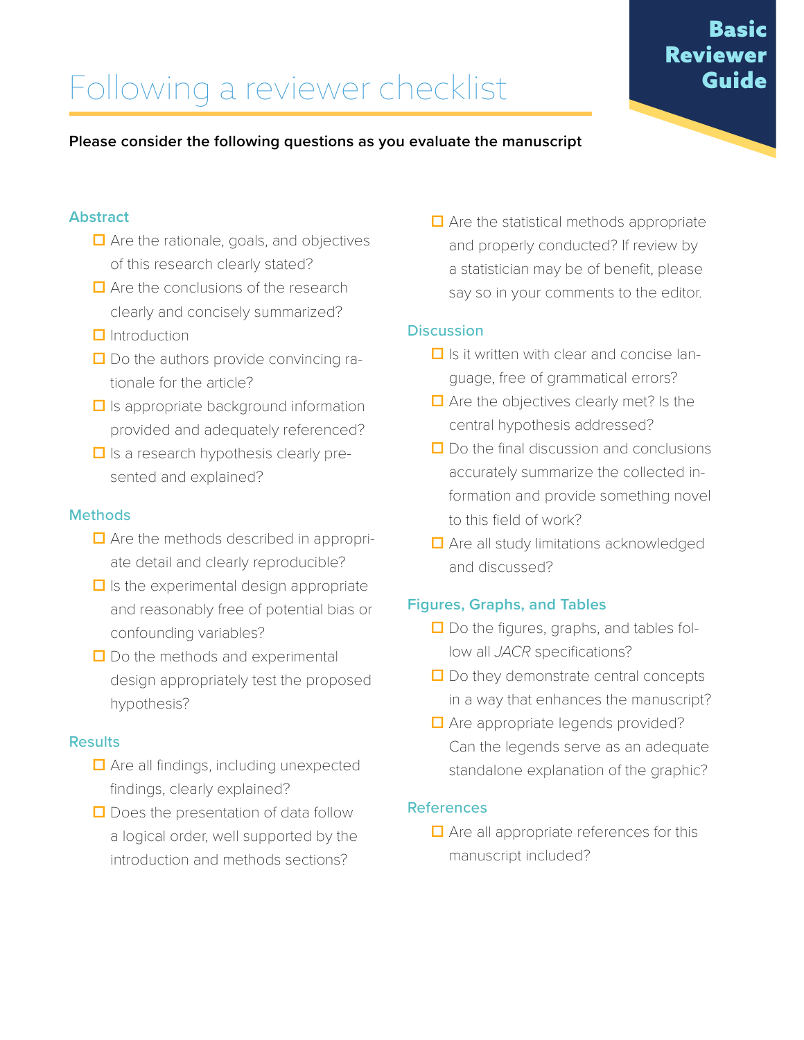# Following a reviewer checklist

**Basic Reviewer Guide**

**Please consider the following questions as you evaluate the manuscript**

### Abstract

- ☐ Are the rationale, goals, and objectives of this research clearly stated?
- ☐ Are the conclusions of the research clearly and concisely summarized?
- ☐ Introduction
- ☐ Do the authors provide convincing rationale for the article?
- ☐ Is appropriate background information provided and adequately referenced?
- ☐ Is a research hypothesis clearly presented and explained?

### Methods

- ☐ Are the methods described in appropriate detail and clearly reproducible?
- ☐ Is the experimental design appropriate and reasonably free of potential bias or confounding variables?
- ☐ Do the methods and experimental design appropriately test the proposed hypothesis?

### Results

- ☐ Are all findings, including unexpected findings, clearly explained?
- ☐ Does the presentation of data follow a logical order, well supported by the introduction and methods sections?
- ☐ Are the statistical methods appropriate and properly conducted? If review by a statistician may be of benefit, please say so in your comments to the editor.

### Discussion

- ☐ Is it written with clear and concise language, free of grammatical errors?
- ☐ Are the objectives clearly met? Is the central hypothesis addressed?
- ☐ Do the final discussion and conclusions accurately summarize the collected information and provide something novel to this field of work?
- ☐ Are all study limitations acknowledged and discussed?

### Figures, Graphs, and Tables

- ☐ Do the figures, graphs, and tables follow all *JACR* specifications?
- ☐ Do they demonstrate central concepts in a way that enhances the manuscript?
- ☐ Are appropriate legends provided? Can the legends serve as an adequate standalone explanation of the graphic?

### References

- ☐ Are all appropriate references for this manuscript included?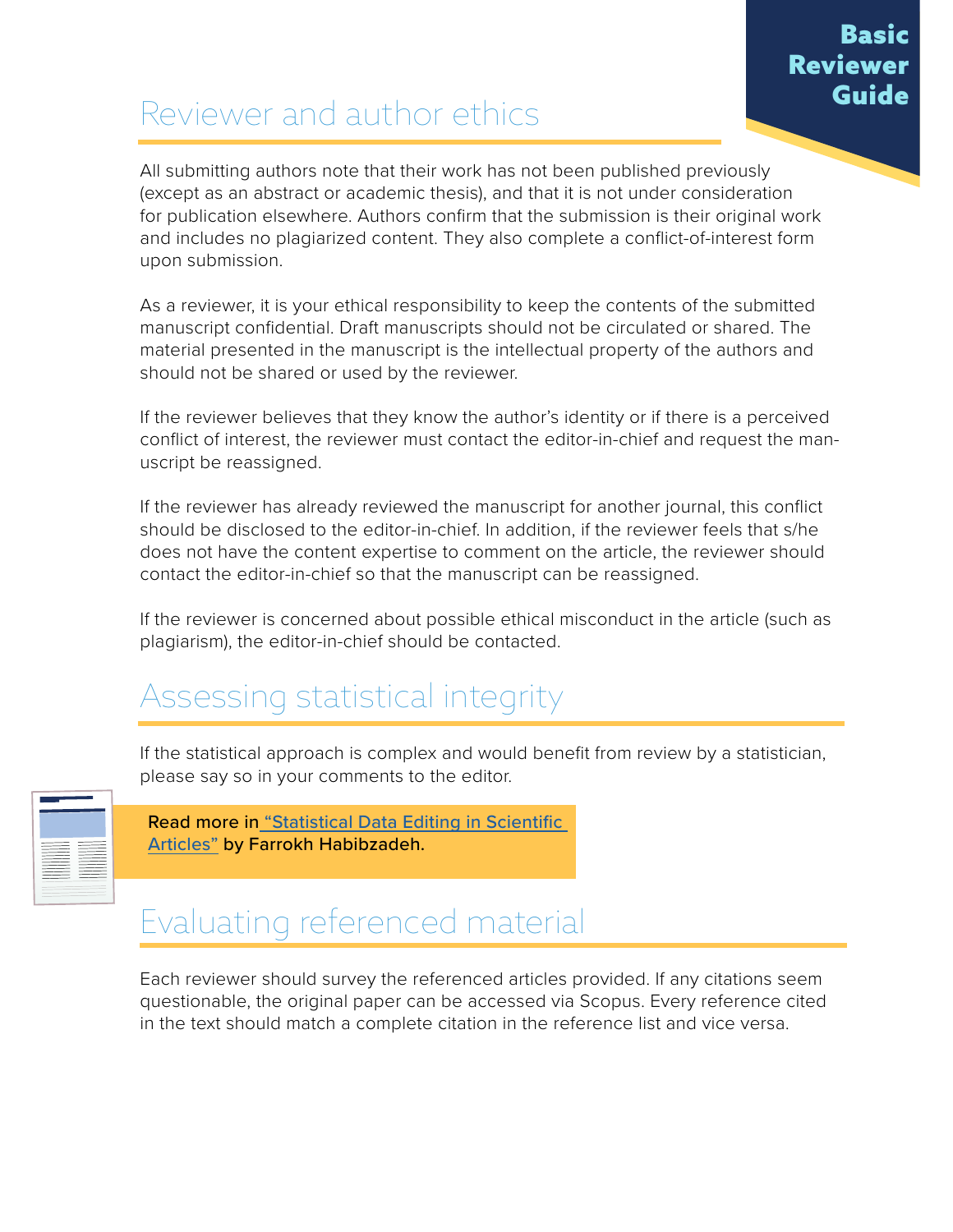## Reviewer and author ethics

All submitting authors note that their work has not been published previously (except as an abstract or academic thesis), and that it is not under consideration for publication elsewhere. Authors confirm that the submission is their original work and includes no plagiarized content. They also complete a conflict-of-interest form upon submission.

As a reviewer, it is your ethical responsibility to keep the contents of the submitted manuscript confidential. Draft manuscripts should not be circulated or shared. The material presented in the manuscript is the intellectual property of the authors and should not be shared or used by the reviewer.

If the reviewer believes that they know the author's identity or if there is a perceived conflict of interest, the reviewer must contact the editor-in-chief and request the manuscript be reassigned.

If the reviewer has already reviewed the manuscript for another journal, this conflict should be disclosed to the editor-in-chief. In addition, if the reviewer feels that s/he does not have the content expertise to comment on the article, the reviewer should contact the editor-in-chief so that the manuscript can be reassigned.

If the reviewer is concerned about possible ethical misconduct in the article (such as plagiarism), the editor-in-chief should be contacted.

## Assessing statistical integrity

If the statistical approach is complex and would benefit from review by a statistician, please say so in your comments to the editor.

**Read more in "Statistical Data Editing in Scientific Articles" by Farrokh Habibzadeh.**

## Evaluating referenced material

Each reviewer should survey the referenced articles provided. If any citations seem questionable, the original paper can be accessed via Scopus. Every reference cited in the text should match a complete citation in the reference list and vice versa.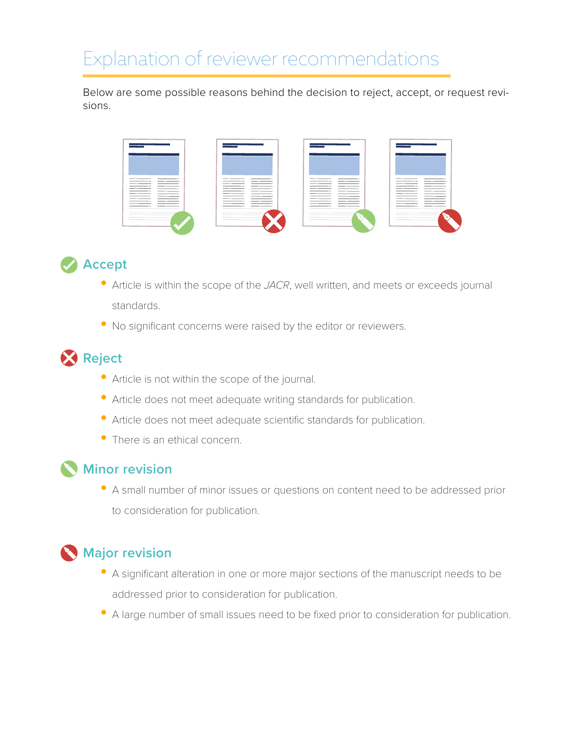# Explanation of reviewer recommendations

Below are some possible reasons behind the decision to reject, accept, or request revisions.

## Accept

- Article is within the scope of the *JACR*, well written, and meets or exceeds journal standards.
- No significant concerns were raised by the editor or reviewers.

## Reject

- Article is not within the scope of the journal.
- Article does not meet adequate writing standards for publication.
- Article does not meet adequate scientific standards for publication.
- There is an ethical concern.

## Minor revision

- A small number of minor issues or questions on content need to be addressed prior to consideration for publication.

## Major revision

- A significant alteration in one or more major sections of the manuscript needs to be addressed prior to consideration for publication.
- A large number of small issues need to be fixed prior to consideration for publication.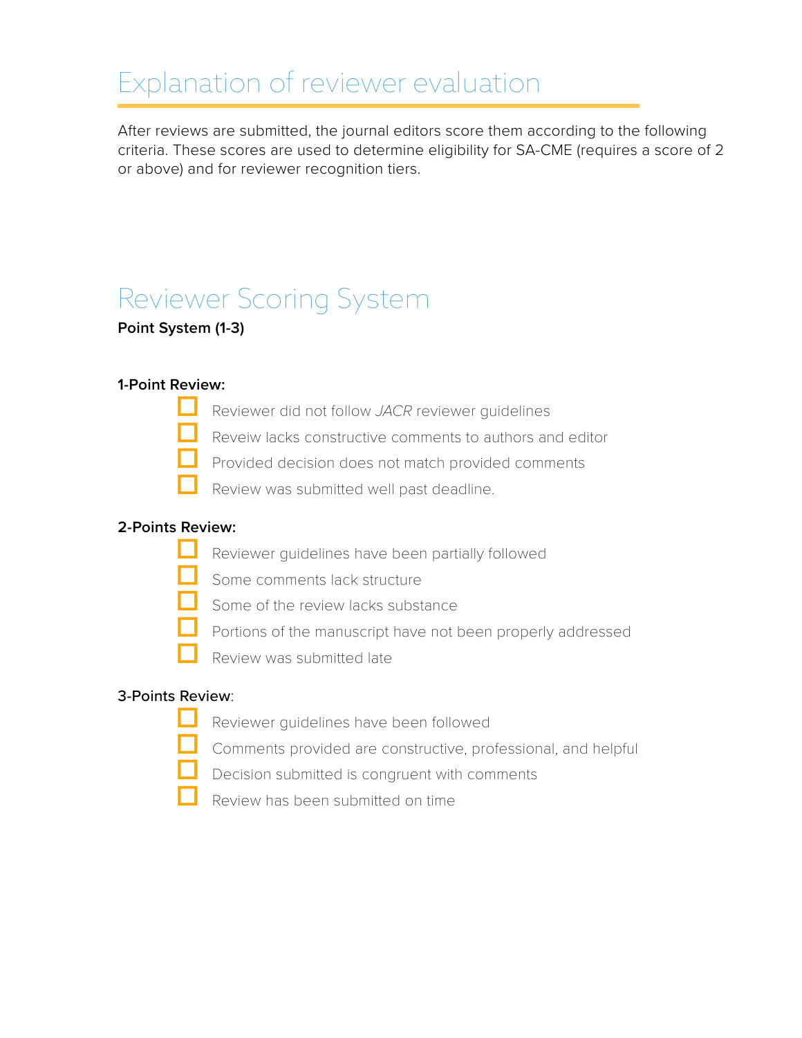# Explanation of reviewer evaluation

After reviews are submitted, the journal editors score them according to the following criteria. These scores are used to determine eligibility for SA-CME (requires a score of 2 or above) and for reviewer recognition tiers.

# Reviewer Scoring System

**Point System (1-3)**

**1-Point Review:**

- [ ] Reviewer did not follow *JACR* reviewer guidelines
- [ ] Reveiw lacks constructive comments to authors and editor
- [ ] Provided decision does not match provided comments
- [ ] Review was submitted well past deadline.

**2-Points Review:**

- [ ] Reviewer guidelines have been partially followed
- [ ] Some comments lack structure
- [ ] Some of the review lacks substance
- [ ] Portions of the manuscript have not been properly addressed
- [ ] Review was submitted late

**3-Points Review**:

- [ ] Reviewer guidelines have been followed
- [ ] Comments provided are constructive, professional, and helpful
- [ ] Decision submitted is congruent with comments
- [ ] Review has been submitted on time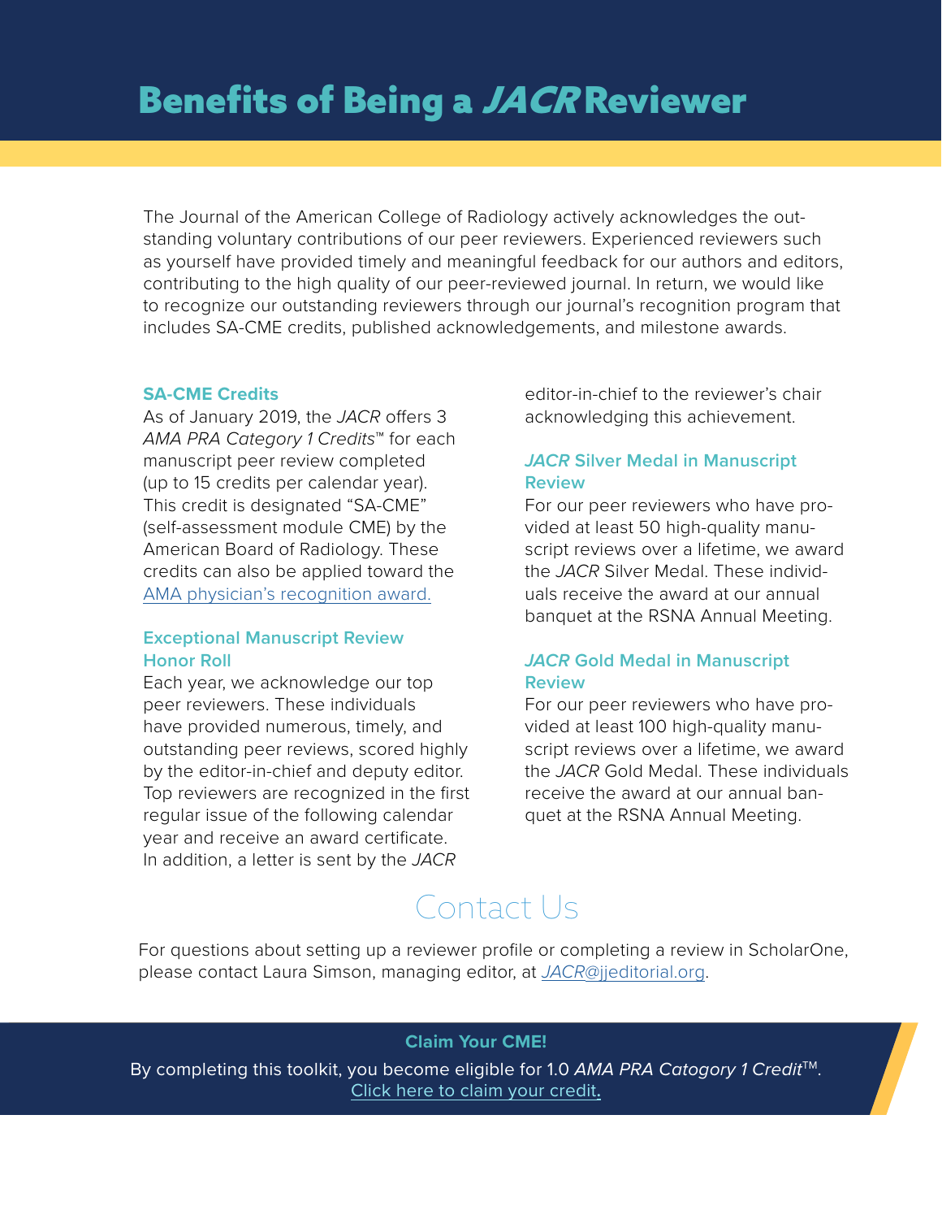# Benefits of Being a *JACR* Reviewer

The Journal of the American College of Radiology actively acknowledges the outstanding voluntary contributions of our peer reviewers. Experienced reviewers such as yourself have provided timely and meaningful feedback for our authors and editors, contributing to the high quality of our peer-reviewed journal. In return, we would like to recognize our outstanding reviewers through our journal's recognition program that includes SA-CME credits, published acknowledgements, and milestone awards.

### SA-CME Credits

As of January 2019, the *JACR* offers 3 *AMA PRA Category 1 Credits*™ for each manuscript peer review completed (up to 15 credits per calendar year). This credit is designated "SA-CME" (self-assessment module CME) by the American Board of Radiology. These credits can also be applied toward the AMA physician's recognition award.

### Exceptional Manuscript Review Honor Roll

Each year, we acknowledge our top peer reviewers. These individuals have provided numerous, timely, and outstanding peer reviews, scored highly by the editor-in-chief and deputy editor. Top reviewers are recognized in the first regular issue of the following calendar year and receive an award certificate. In addition, a letter is sent by the *JACR* editor-in-chief to the reviewer's chair acknowledging this achievement.

### *JACR* Silver Medal in Manuscript Review

For our peer reviewers who have provided at least 50 high-quality manuscript reviews over a lifetime, we award the *JACR* Silver Medal. These individuals receive the award at our annual banquet at the RSNA Annual Meeting.

### *JACR* Gold Medal in Manuscript Review

For our peer reviewers who have provided at least 100 high-quality manuscript reviews over a lifetime, we award the *JACR* Gold Medal. These individuals receive the award at our annual banquet at the RSNA Annual Meeting.

## Contact Us

For questions about setting up a reviewer profile or completing a review in ScholarOne, please contact Laura Simson, managing editor, at *JACR*@jjeditorial.org.

**Claim Your CME!**

By completing this toolkit, you become eligible for 1.0 *AMA PRA Catogory 1 Credit*™. Click here to claim your credit.